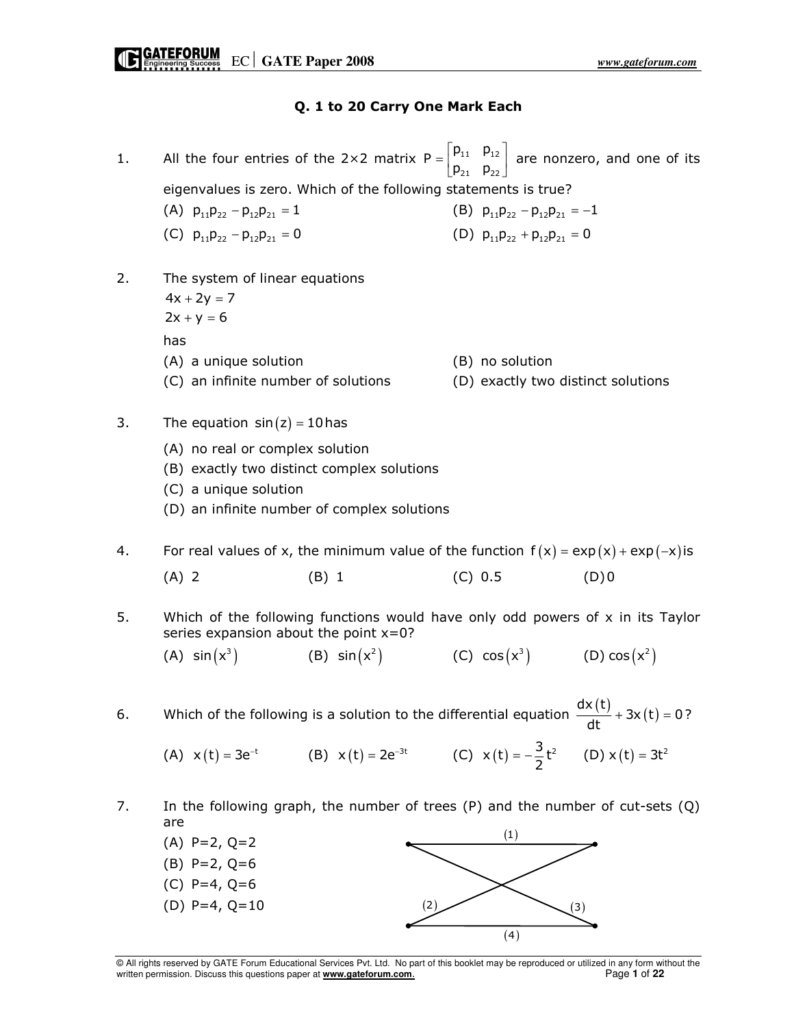## Q. 1 to 20 Carry One Mark Each

1. All the four entries of the 2×2 matrix $P = \begin{bmatrix} p_{11} & p_{12} \\ p_{21} & p_{22} \end{bmatrix}$ are nonzero, and one of its eigenvalues is zero. Which of the following statements is true?

   (A) $p_{11}p_{22} - p_{12}p_{21} = 1$
   (B) $p_{11}p_{22} - p_{12}p_{21} = -1$
   (C) $p_{11}p_{22} - p_{12}p_{21} = 0$
   (D) $p_{11}p_{22} + p_{12}p_{21} = 0$

2. The system of linear equations

   $4x + 2y = 7$
   $2x + y = 6$

   has

   (A) a unique solution
   (B) no solution
   (C) an infinite number of solutions
   (D) exactly two distinct solutions

3. The equation $\sin(z) = 10$ has

   (A) no real or complex solution
   (B) exactly two distinct complex solutions
   (C) a unique solution
   (D) an infinite number of complex solutions

4. For real values of x, the minimum value of the function $f(x) = \exp(x) + \exp(-x)$ is

   (A) 2
   (B) 1
   (C) 0.5
   (D) 0

5. Which of the following functions would have only odd powers of x in its Taylor series expansion about the point x=0?

   (A) $\sin(x^3)$
   (B) $\sin(x^2)$
   (C) $\cos(x^3)$
   (D) $\cos(x^2)$

6. Which of the following is a solution to the differential equation $\frac{dx(t)}{dt} + 3x(t) = 0$?

   (A) $x(t) = 3e^{-t}$
   (B) $x(t) = 2e^{-3t}$
   (C) $x(t) = -\frac{3}{2}t^2$
   (D) $x(t) = 3t^2$

7. In the following graph, the number of trees (P) and the number of cut-sets (Q) are

   (A) P=2, Q=2
   (B) P=2, Q=6
   (C) P=4, Q=6
   (D) P=4, Q=10

   (1)
   (2)
   (3)
   (4)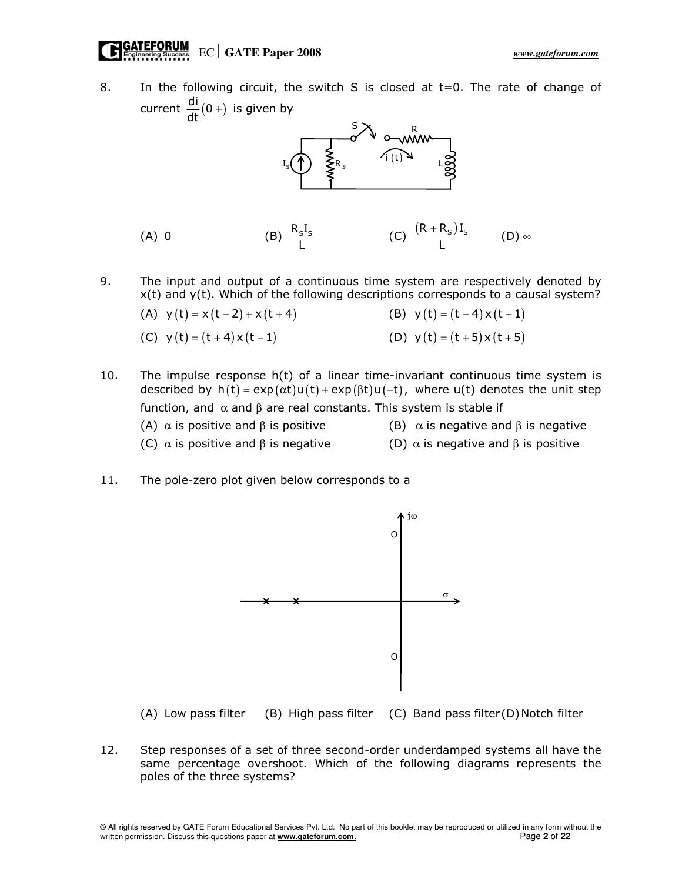8. In the following circuit, the switch S is closed at t=0. The rate of change of current $\frac{di}{dt}(0+)$ is given by

(A) 0 (B) $\frac{R_S I_S}{L}$ (C) $\frac{(R+R_S)I_S}{L}$ (D) $\infty$

9. The input and output of a continuous time system are respectively denoted by x(t) and y(t). Which of the following descriptions corresponds to a causal system?

(A) $y(t) = x(t-2) + x(t+4)$ (B) $y(t) = (t-4)x(t+1)$

(C) $y(t) = (t+4)x(t-1)$ (D) $y(t) = (t+5)x(t+5)$

10. The impulse response h(t) of a linear time-invariant continuous time system is described by $h(t) = \exp(\alpha t)u(t) + \exp(\beta t)u(-t)$, where u(t) denotes the unit step function, and $\alpha$ and $\beta$ are real constants. This system is stable if

(A) $\alpha$ is positive and $\beta$ is positive (B) $\alpha$ is negative and $\beta$ is negative

(C) $\alpha$ is positive and $\beta$ is negative (D) $\alpha$ is negative and $\beta$ is positive

11. The pole-zero plot given below corresponds to a

(A) Low pass filter (B) High pass filter (C) Band pass filter (D) Notch filter

12. Step responses of a set of three second-order underdamped systems all have the same percentage overshoot. Which of the following diagrams represents the poles of the three systems?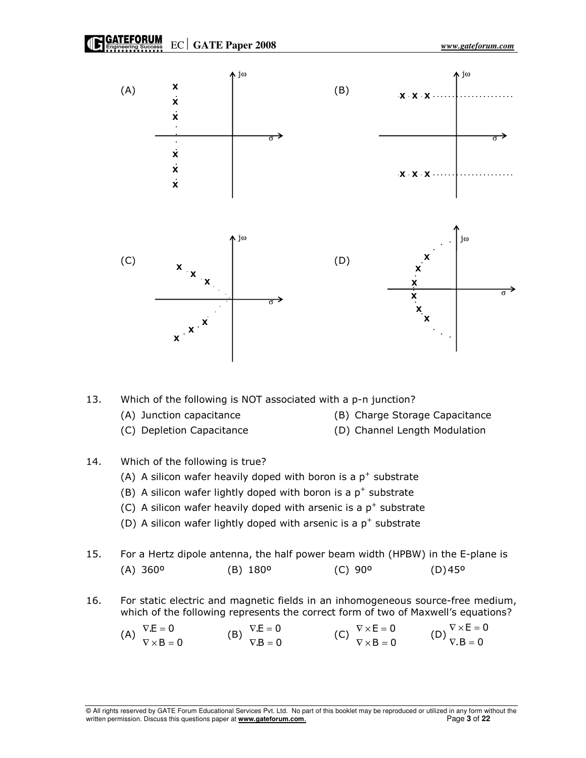(A)

(B)

(C)

(D)

13. Which of the following is NOT associated with a p-n junction?
    - (A) Junction capacitance
    - (B) Charge Storage Capacitance
    - (C) Depletion Capacitance
    - (D) Channel Length Modulation

14. Which of the following is true?
    - (A) A silicon wafer heavily doped with boron is a $p^+$ substrate
    - (B) A silicon wafer lightly doped with boron is a $p^+$ substrate
    - (C) A silicon wafer heavily doped with arsenic is a $p^+$ substrate
    - (D) A silicon wafer lightly doped with arsenic is a $p^+$ substrate

15. For a Hertz dipole antenna, the half power beam width (HPBW) in the E-plane is
    - (A) 360º
    - (B) 180º
    - (C) 90º
    - (D) 45º

16. For static electric and magnetic fields in an inhomogeneous source-free medium, which of the following represents the correct form of two of Maxwell's equations?
    - (A) $\nabla . E = 0$, $\nabla \times B = 0$
    - (B) $\nabla . E = 0$, $\nabla . B = 0$
    - (C) $\nabla \times E = 0$, $\nabla \times B = 0$
    - (D) $\nabla \times E = 0$, $\nabla . B = 0$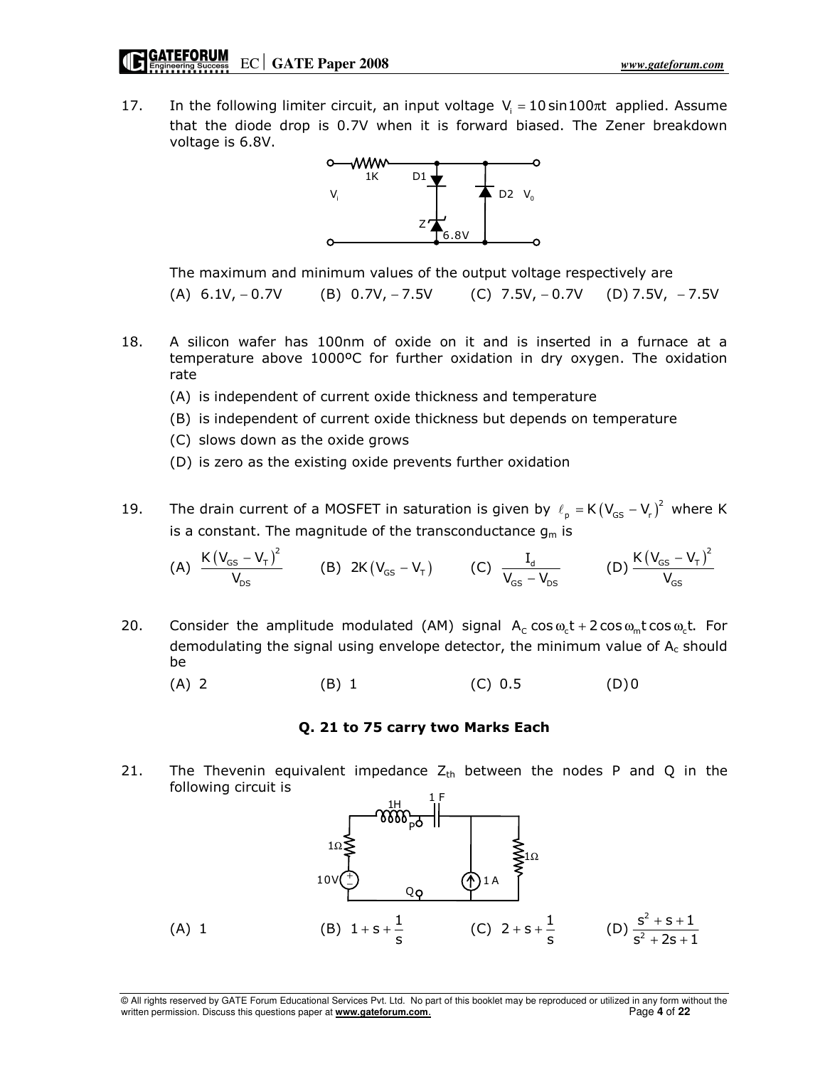17. In the following limiter circuit, an input voltage $V_i = 10\sin 100\pi t$ applied. Assume that the diode drop is 0.7V when it is forward biased. The Zener breakdown voltage is 6.8V.

The maximum and minimum values of the output voltage respectively are

(A) 6.1V, − 0.7V (B) 0.7V, − 7.5V (C) 7.5V, − 0.7V (D) 7.5V, − 7.5V

18. A silicon wafer has 100nm of oxide on it and is inserted in a furnace at a temperature above 1000ºC for further oxidation in dry oxygen. The oxidation rate

(A) is independent of current oxide thickness and temperature
(B) is independent of current oxide thickness but depends on temperature
(C) slows down as the oxide grows
(D) is zero as the existing oxide prevents further oxidation

19. The drain current of a MOSFET in saturation is given by $\ell_p = K\left(V_{GS} - V_r\right)^2$ where K is a constant. The magnitude of the transconductance $g_m$ is

(A) $\dfrac{K\left(V_{GS} - V_T\right)^2}{V_{DS}}$ (B) $2K\left(V_{GS} - V_T\right)$ (C) $\dfrac{I_d}{V_{GS} - V_{DS}}$ (D) $\dfrac{K\left(V_{GS} - V_T\right)^2}{V_{GS}}$

20. Consider the amplitude modulated (AM) signal $A_C \cos\omega_c t + 2\cos\omega_m t \cos\omega_c t$. For demodulating the signal using envelope detector, the minimum value of $A_c$ should be

(A) 2 (B) 1 (C) 0.5 (D) 0

**Q. 21 to 75 carry two Marks Each**

21. The Thevenin equivalent impedance $Z_{th}$ between the nodes P and Q in the following circuit is

(A) 1 (B) $1 + s + \dfrac{1}{s}$ (C) $2 + s + \dfrac{1}{s}$ (D) $\dfrac{s^2 + s + 1}{s^2 + 2s + 1}$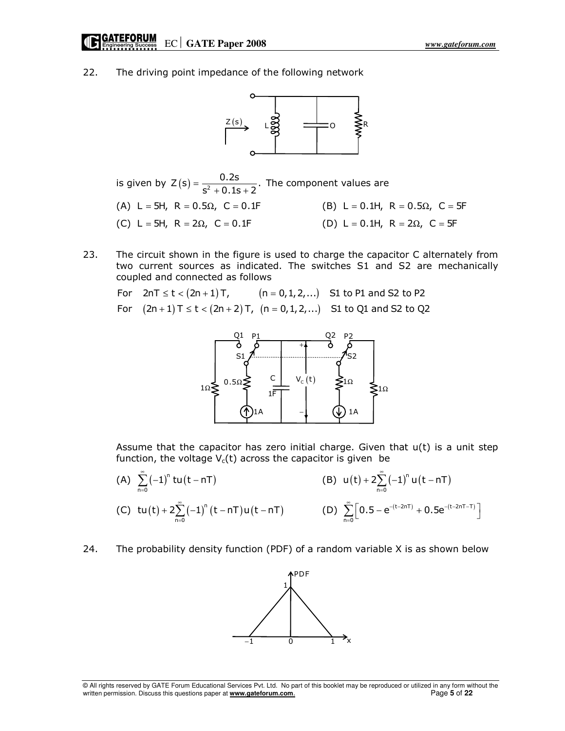22. The driving point impedance of the following network

is given by $Z(s) = \dfrac{0.2s}{s^2 + 0.1s + 2}$. The component values are

(A) $L = 5H,\ R = 0.5\Omega,\ C = 0.1F$ (B) $L = 0.1H,\ R = 0.5\Omega,\ C = 5F$

(C) $L = 5H,\ R = 2\Omega,\ C = 0.1F$ (D) $L = 0.1H,\ R = 2\Omega,\ C = 5F$

23. The circuit shown in the figure is used to charge the capacitor C alternately from two current sources as indicated. The switches S1 and S2 are mechanically coupled and connected as follows

For $2nT \le t < (2n+1)T,\quad (n = 0,1,2,...)$ S1 to P1 and S2 to P2

For $(2n+1)T \le t < (2n+2)T,\ (n = 0,1,2,...)$ S1 to Q1 and S2 to Q2

Assume that the capacitor has zero initial charge. Given that u(t) is a unit step function, the voltage $V_c(t)$ across the capacitor is given be

(A) $\sum_{n=0}^{\infty} (-1)^n\, t u(t - nT)$ (B) $u(t) + 2\sum_{n=0}^{\infty} (-1)^n u(t - nT)$

(C) $tu(t) + 2\sum_{n=0}^{\infty} (-1)^n (t - nT) u(t - nT)$ (D) $\sum_{n=0}^{\infty} \left[0.5 - e^{-(t-2nT)} + 0.5e^{-(t-2nT-T)}\right]$

24. The probability density function (PDF) of a random variable X is as shown below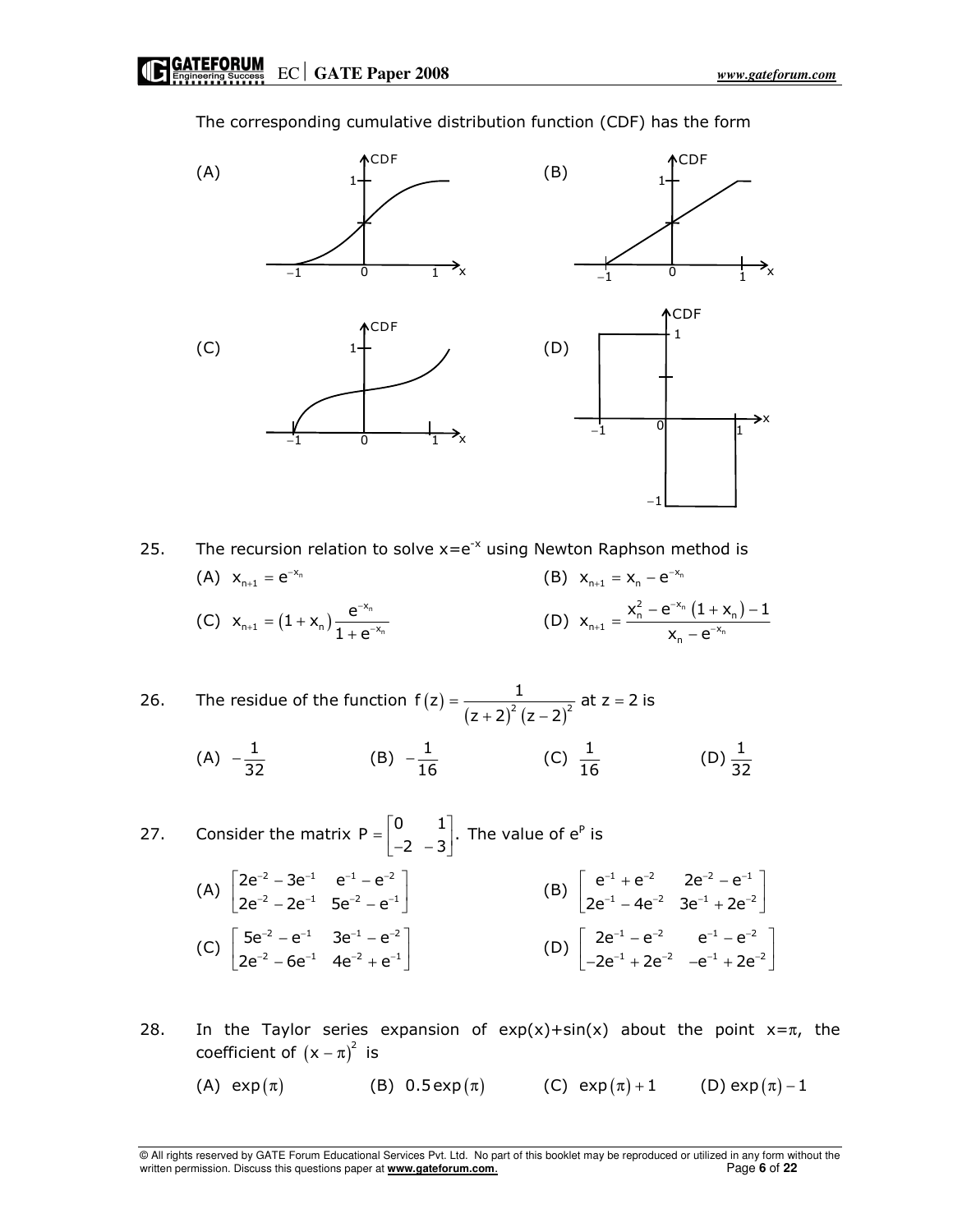The corresponding cumulative distribution function (CDF) has the form

(A) (B)

(C) (D)

25. The recursion relation to solve $x=e^{-x}$ using Newton Raphson method is

(A) $x_{n+1} = e^{-x_n}$ (B) $x_{n+1} = x_n - e^{-x_n}$

(C) $x_{n+1} = (1+x_n)\frac{e^{-x_n}}{1+e^{-x_n}}$ (D) $x_{n+1} = \frac{x_n^2 - e^{-x_n}(1+x_n) - 1}{x_n - e^{-x_n}}$

26. The residue of the function $f(z) = \frac{1}{(z+2)^2 (z-2)^2}$ at $z = 2$ is

(A) $-\frac{1}{32}$ (B) $-\frac{1}{16}$ (C) $\frac{1}{16}$ (D) $\frac{1}{32}$

27. Consider the matrix $P = \begin{bmatrix} 0 & 1 \\ -2 & -3 \end{bmatrix}$. The value of $e^P$ is

(A) $\begin{bmatrix} 2e^{-2} - 3e^{-1} & e^{-1} - e^{-2} \\ 2e^{-2} - 2e^{-1} & 5e^{-2} - e^{-1} \end{bmatrix}$ (B) $\begin{bmatrix} e^{-1} + e^{-2} & 2e^{-2} - e^{-1} \\ 2e^{-1} - 4e^{-2} & 3e^{-1} + 2e^{-2} \end{bmatrix}$

(C) $\begin{bmatrix} 5e^{-2} - e^{-1} & 3e^{-1} - e^{-2} \\ 2e^{-2} - 6e^{-1} & 4e^{-2} + e^{-1} \end{bmatrix}$ (D) $\begin{bmatrix} 2e^{-1} - e^{-2} & e^{-1} - e^{-2} \\ -2e^{-1} + 2e^{-2} & -e^{-1} + 2e^{-2} \end{bmatrix}$

28. In the Taylor series expansion of exp(x)+sin(x) about the point $x=\pi$, the coefficient of $(x-\pi)^2$ is

(A) $\exp(\pi)$ (B) $0.5\exp(\pi)$ (C) $\exp(\pi)+1$ (D) $\exp(\pi)-1$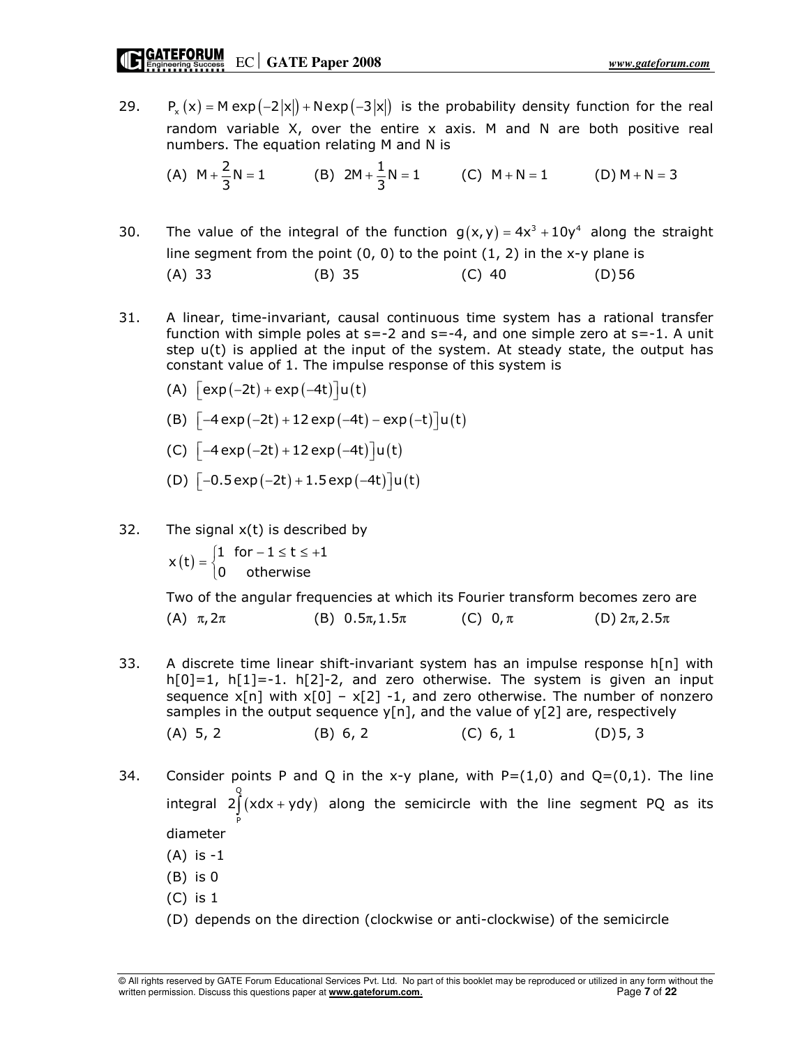29. $P_x(x) = M\exp(-2|x|) + N\exp(-3|x|)$ is the probability density function for the real random variable X, over the entire x axis. M and N are both positive real numbers. The equation relating M and N is

(A) $M + \frac{2}{3}N = 1$ (B) $2M + \frac{1}{3}N = 1$ (C) $M + N = 1$ (D) $M + N = 3$

30. The value of the integral of the function $g(x, y) = 4x^3 + 10y^4$ along the straight line segment from the point (0, 0) to the point (1, 2) in the x-y plane is

(A) 33 (B) 35 (C) 40 (D) 56

31. A linear, time-invariant, causal continuous time system has a rational transfer function with simple poles at s=-2 and s=-4, and one simple zero at s=-1. A unit step u(t) is applied at the input of the system. At steady state, the output has constant value of 1. The impulse response of this system is

(A) $[\exp(-2t) + \exp(-4t)]u(t)$

(B) $[-4\exp(-2t) + 12\exp(-4t) - \exp(-t)]u(t)$

(C) $[-4\exp(-2t) + 12\exp(-4t)]u(t)$

(D) $[-0.5\exp(-2t) + 1.5\exp(-4t)]u(t)$

32. The signal x(t) is described by

$$x(t) = \begin{cases} 1 & \text{for } -1 \le t \le +1 \\ 0 & \text{otherwise} \end{cases}$$

Two of the angular frequencies at which its Fourier transform becomes zero are

(A) $\pi, 2\pi$ (B) $0.5\pi, 1.5\pi$ (C) $0, \pi$ (D) $2\pi, 2.5\pi$

33. A discrete time linear shift-invariant system has an impulse response h[n] with h[0]=1, h[1]=-1. h[2]-2, and zero otherwise. The system is given an input sequence x[n] with x[0] – x[2] -1, and zero otherwise. The number of nonzero samples in the output sequence y[n], and the value of y[2] are, respectively

(A) 5, 2 (B) 6, 2 (C) 6, 1 (D) 5, 3

34. Consider points P and Q in the x-y plane, with P=(1,0) and Q=(0,1). The line integral $2\int_P^Q (xdx + ydy)$ along the semicircle with the line segment PQ as its diameter

(A) is -1

(B) is 0

(C) is 1

(D) depends on the direction (clockwise or anti-clockwise) of the semicircle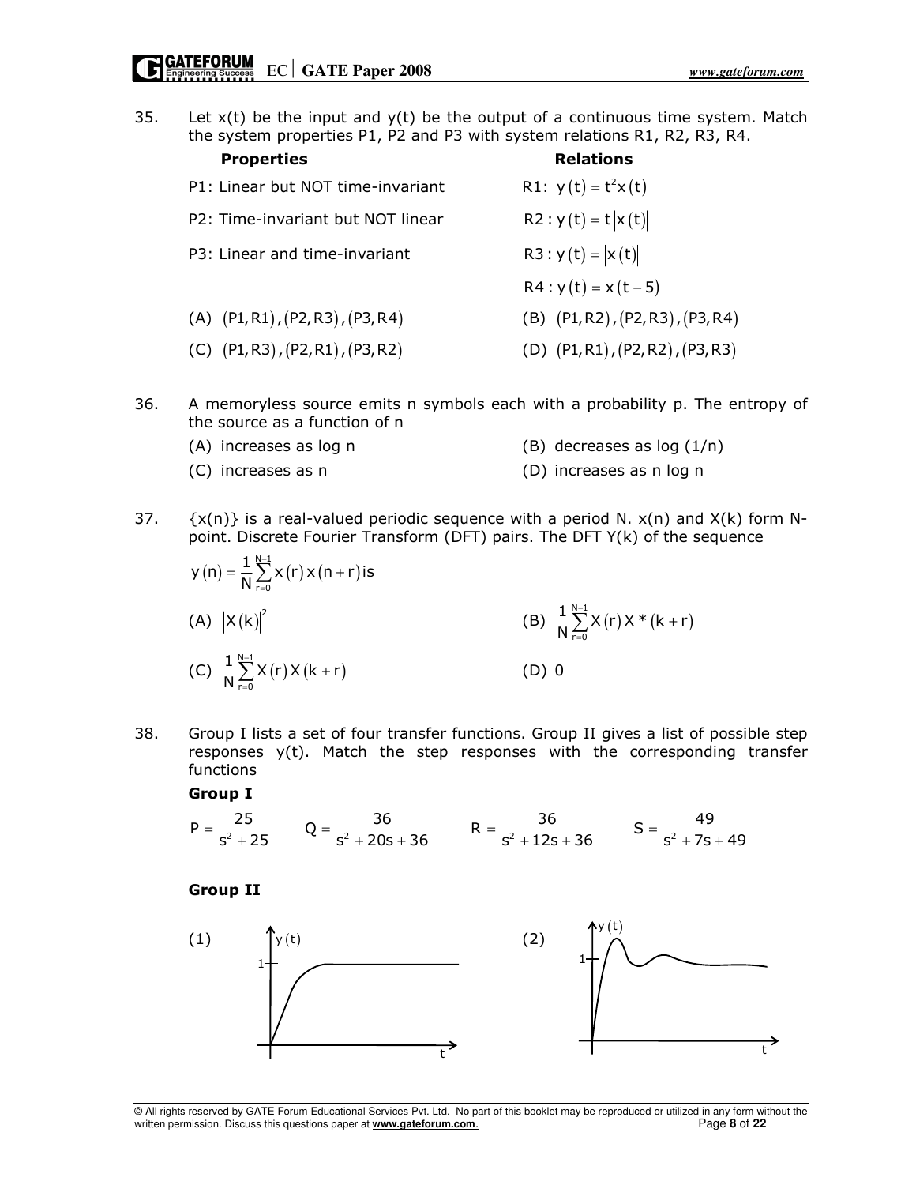35. Let x(t) be the input and y(t) be the output of a continuous time system. Match the system properties P1, P2 and P3 with system relations R1, R2, R3, R4.

| **Properties** | **Relations** |
|---|---|
| P1: Linear but NOT time-invariant | R1: $y(t) = t^2 x(t)$ |
| P2: Time-invariant but NOT linear | R2: $y(t) = t\lvert x(t)\rvert$ |
| P3: Linear and time-invariant | R3: $y(t) = \lvert x(t)\rvert$ |
| | R4: $y(t) = x(t-5)$ |

(A) (P1,R1),(P2,R3),(P3,R4)  
(B) (P1,R2),(P2,R3),(P3,R4)  
(C) (P1,R3),(P2,R1),(P3,R2)  
(D) (P1,R1),(P2,R2),(P3,R3)

36. A memoryless source emits n symbols each with a probability p. The entropy of the source as a function of n

(A) increases as log n  
(B) decreases as log (1/n)  
(C) increases as n  
(D) increases as n log n

37. {x(n)} is a real-valued periodic sequence with a period N. x(n) and X(k) form N-point. Discrete Fourier Transform (DFT) pairs. The DFT Y(k) of the sequence

$$y(n) = \frac{1}{N}\sum_{r=0}^{N-1} x(r)\,x(n+r) \text{ is}$$

(A) $|X(k)|^2$  
(B) $\frac{1}{N}\sum_{r=0}^{N-1} X(r)\,X^*(k+r)$  
(C) $\frac{1}{N}\sum_{r=0}^{N-1} X(r)\,X(k+r)$  
(D) 0

38. Group I lists a set of four transfer functions. Group II gives a list of possible step responses y(t). Match the step responses with the corresponding transfer functions

**Group I**

$$P = \frac{25}{s^2+25} \qquad Q = \frac{36}{s^2+20s+36} \qquad R = \frac{36}{s^2+12s+36} \qquad S = \frac{49}{s^2+7s+49}$$

**Group II**

(1)

(2)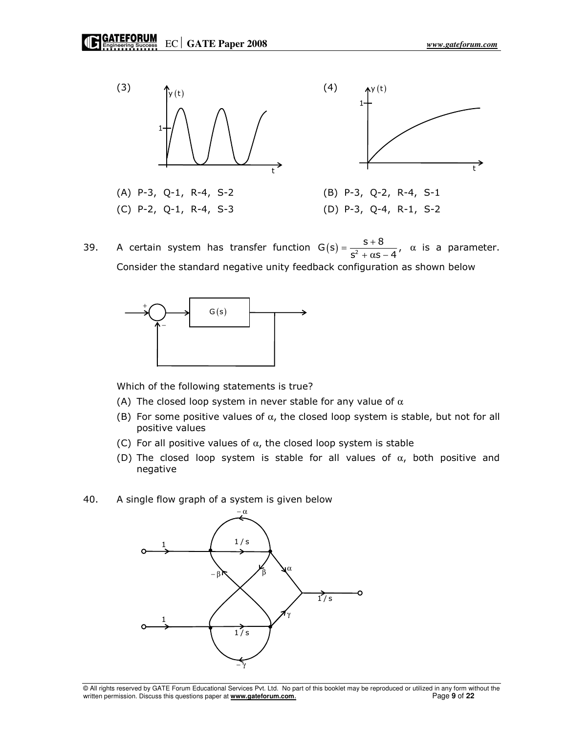(3)

(4)

(A) P-3, Q-1, R-4, S-2

(B) P-3, Q-2, R-4, S-1

(C) P-2, Q-1, R-4, S-3

(D) P-3, Q-4, R-1, S-2

39. A certain system has transfer function $G(s) = \dfrac{s+8}{s^2 + \alpha s - 4}$, $\alpha$ is a parameter. Consider the standard negative unity feedback configuration as shown below

Which of the following statements is true?

(A) The closed loop system in never stable for any value of $\alpha$

(B) For some positive values of $\alpha$, the closed loop system is stable, but not for all positive values

(C) For all positive values of $\alpha$, the closed loop system is stable

(D) The closed loop system is stable for all values of $\alpha$, both positive and negative

40. A single flow graph of a system is given below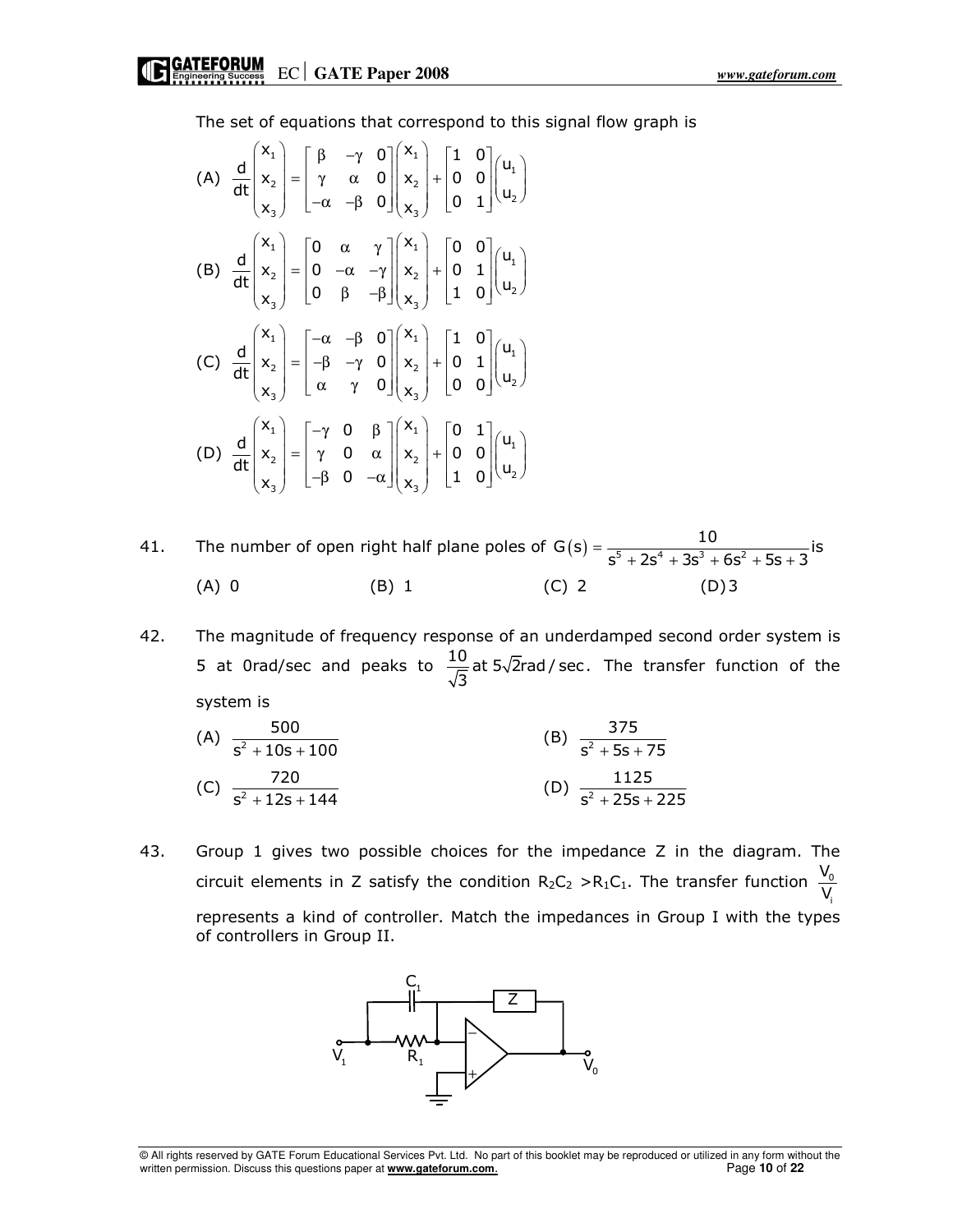The set of equations that correspond to this signal flow graph is

(A) $\frac{d}{dt}\begin{pmatrix} x_1 \\ x_2 \\ x_3 \end{pmatrix} = \begin{bmatrix} \beta & -\gamma & 0 \\ \gamma & \alpha & 0 \\ -\alpha & -\beta & 0 \end{bmatrix}\begin{pmatrix} x_1 \\ x_2 \\ x_3 \end{pmatrix} + \begin{bmatrix} 1 & 0 \\ 0 & 0 \\ 0 & 1 \end{bmatrix}\begin{pmatrix} u_1 \\ u_2 \end{pmatrix}$

(B) $\frac{d}{dt}\begin{pmatrix} x_1 \\ x_2 \\ x_3 \end{pmatrix} = \begin{bmatrix} 0 & \alpha & \gamma \\ 0 & -\alpha & -\gamma \\ 0 & \beta & -\beta \end{bmatrix}\begin{pmatrix} x_1 \\ x_2 \\ x_3 \end{pmatrix} + \begin{bmatrix} 0 & 0 \\ 0 & 1 \\ 1 & 0 \end{bmatrix}\begin{pmatrix} u_1 \\ u_2 \end{pmatrix}$

(C) $\frac{d}{dt}\begin{pmatrix} x_1 \\ x_2 \\ x_3 \end{pmatrix} = \begin{bmatrix} -\alpha & -\beta & 0 \\ -\beta & -\gamma & 0 \\ \alpha & \gamma & 0 \end{bmatrix}\begin{pmatrix} x_1 \\ x_2 \\ x_3 \end{pmatrix} + \begin{bmatrix} 1 & 0 \\ 0 & 1 \\ 0 & 0 \end{bmatrix}\begin{pmatrix} u_1 \\ u_2 \end{pmatrix}$

(D) $\frac{d}{dt}\begin{pmatrix} x_1 \\ x_2 \\ x_3 \end{pmatrix} = \begin{bmatrix} -\gamma & 0 & \beta \\ \gamma & 0 & \alpha \\ -\beta & 0 & -\alpha \end{bmatrix}\begin{pmatrix} x_1 \\ x_2 \\ x_3 \end{pmatrix} + \begin{bmatrix} 0 & 1 \\ 0 & 0 \\ 1 & 0 \end{bmatrix}\begin{pmatrix} u_1 \\ u_2 \end{pmatrix}$

41. The number of open right half plane poles of $G(s) = \frac{10}{s^5 + 2s^4 + 3s^3 + 6s^2 + 5s + 3}$ is

(A) 0 (B) 1 (C) 2 (D) 3

42. The magnitude of frequency response of an underdamped second order system is 5 at 0rad/sec and peaks to $\frac{10}{\sqrt{3}}$ at $5\sqrt{2}$rad/sec. The transfer function of the system is

(A) $\frac{500}{s^2 + 10s + 100}$ (B) $\frac{375}{s^2 + 5s + 75}$

(C) $\frac{720}{s^2 + 12s + 144}$ (D) $\frac{1125}{s^2 + 25s + 225}$

43. Group 1 gives two possible choices for the impedance Z in the diagram. The circuit elements in Z satisfy the condition $R_2C_2 > R_1C_1$. The transfer function $\frac{V_0}{V_i}$ represents a kind of controller. Match the impedances in Group I with the types of controllers in Group II.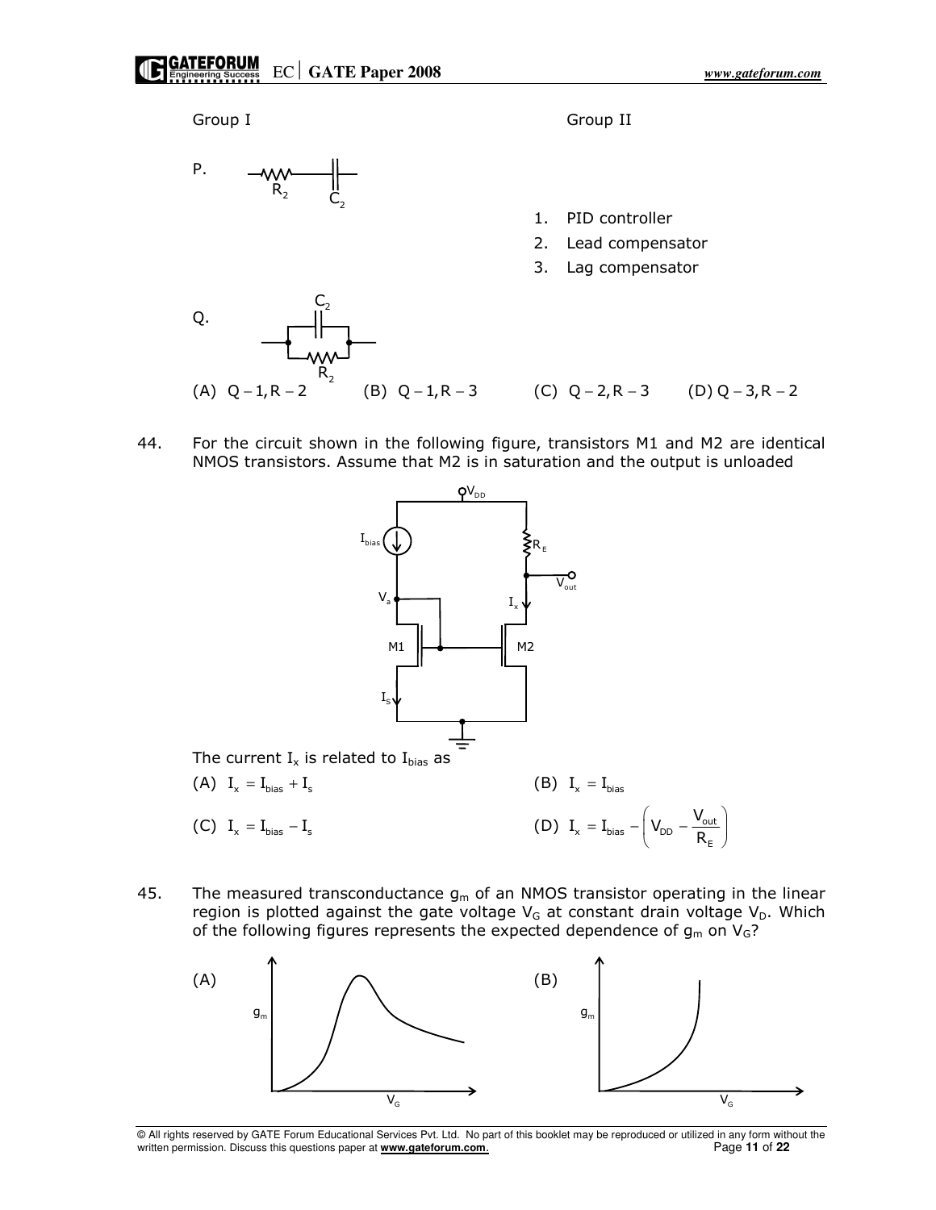Group I

P. [Circuit: $R_2$ in series with $C_2$]

Q. [Circuit: $C_2$ in parallel with $R_2$]

Group II

1. PID controller
2. Lead compensator
3. Lag compensator

(A) Q – 1, R – 2 (B) Q – 1, R – 3 (C) Q – 2, R – 3 (D) Q – 3, R – 2

44. For the circuit shown in the following figure, transistors M1 and M2 are identical NMOS transistors. Assume that M2 is in saturation and the output is unloaded

The current $I_x$ is related to $I_{bias}$ as

(A) $I_x = I_{bias} + I_s$

(B) $I_x = I_{bias}$

(C) $I_x = I_{bias} - I_s$

(D) $I_x = I_{bias} - \left(V_{DD} - \dfrac{V_{out}}{R_E}\right)$

45. The measured transconductance $g_m$ of an NMOS transistor operating in the linear region is plotted against the gate voltage $V_G$ at constant drain voltage $V_D$. Which of the following figures represents the expected dependence of $g_m$ on $V_G$?

(A)

(B)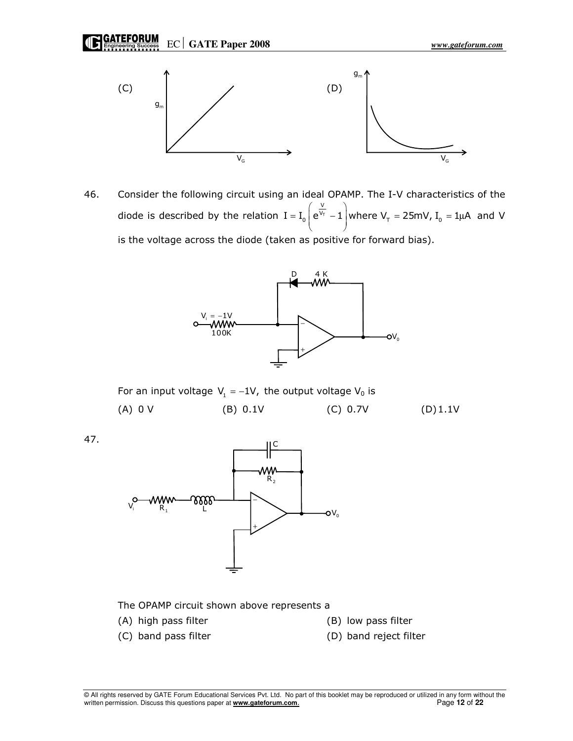(C)

(D)

46. Consider the following circuit using an ideal OPAMP. The I-V characteristics of the diode is described by the relation $I = I_0\left(e^{\frac{V}{V_T}} - 1\right)$ where $V_T = 25mV$, $I_0 = 1\mu A$ and V is the voltage across the diode (taken as positive for forward bias).

For an input voltage $V_i = -1V$, the output voltage $V_0$ is

(A) 0 V (B) 0.1V (C) 0.7V (D) 1.1V

47.

The OPAMP circuit shown above represents a

(A) high pass filter
(B) low pass filter
(C) band pass filter
(D) band reject filter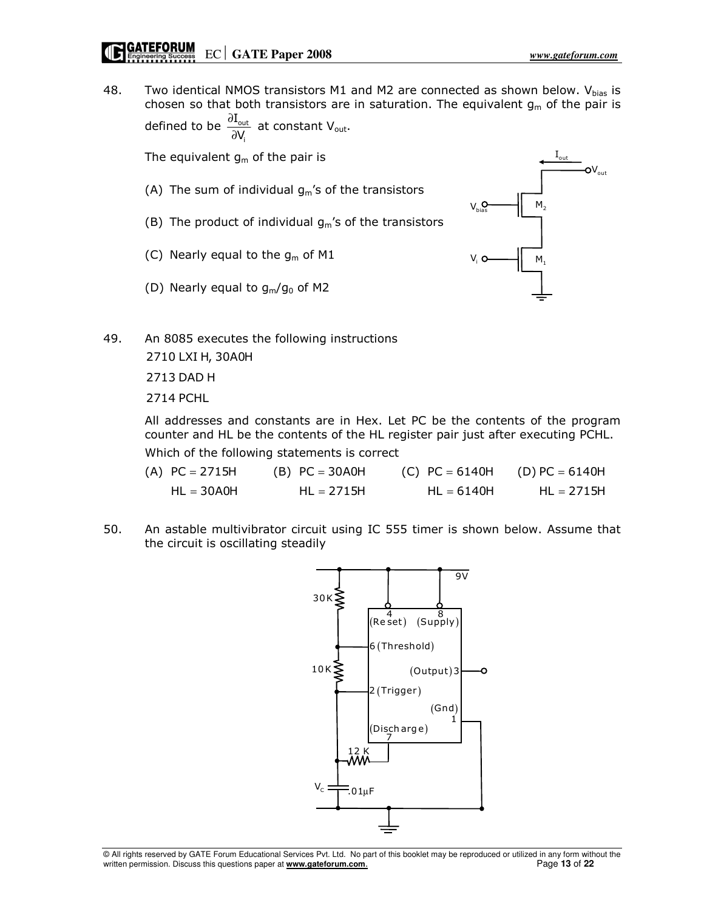48. Two identical NMOS transistors M1 and M2 are connected as shown below. $V_{bias}$ is chosen so that both transistors are in saturation. The equivalent $g_m$ of the pair is defined to be $\frac{\partial I_{out}}{\partial V_i}$ at constant $V_{out}$.

The equivalent $g_m$ of the pair is

(A) The sum of individual $g_m$'s of the transistors

(B) The product of individual $g_m$'s of the transistors

(C) Nearly equal to the $g_m$ of M1

(D) Nearly equal to $g_m/g_0$ of M2

49. An 8085 executes the following instructions

```
2710 LXI H, 30A0H
2713 DAD H
2714 PCHL
```

All addresses and constants are in Hex. Let PC be the contents of the program counter and HL be the contents of the HL register pair just after executing PCHL.

Which of the following statements is correct

(A) PC = 2715H, HL = 30A0H

(B) PC = 30A0H, HL = 2715H

(C) PC = 6140H, HL = 6140H

(D) PC = 6140H, HL = 2715H

50. An astable multivibrator circuit using IC 555 timer is shown below. Assume that the circuit is oscillating steadily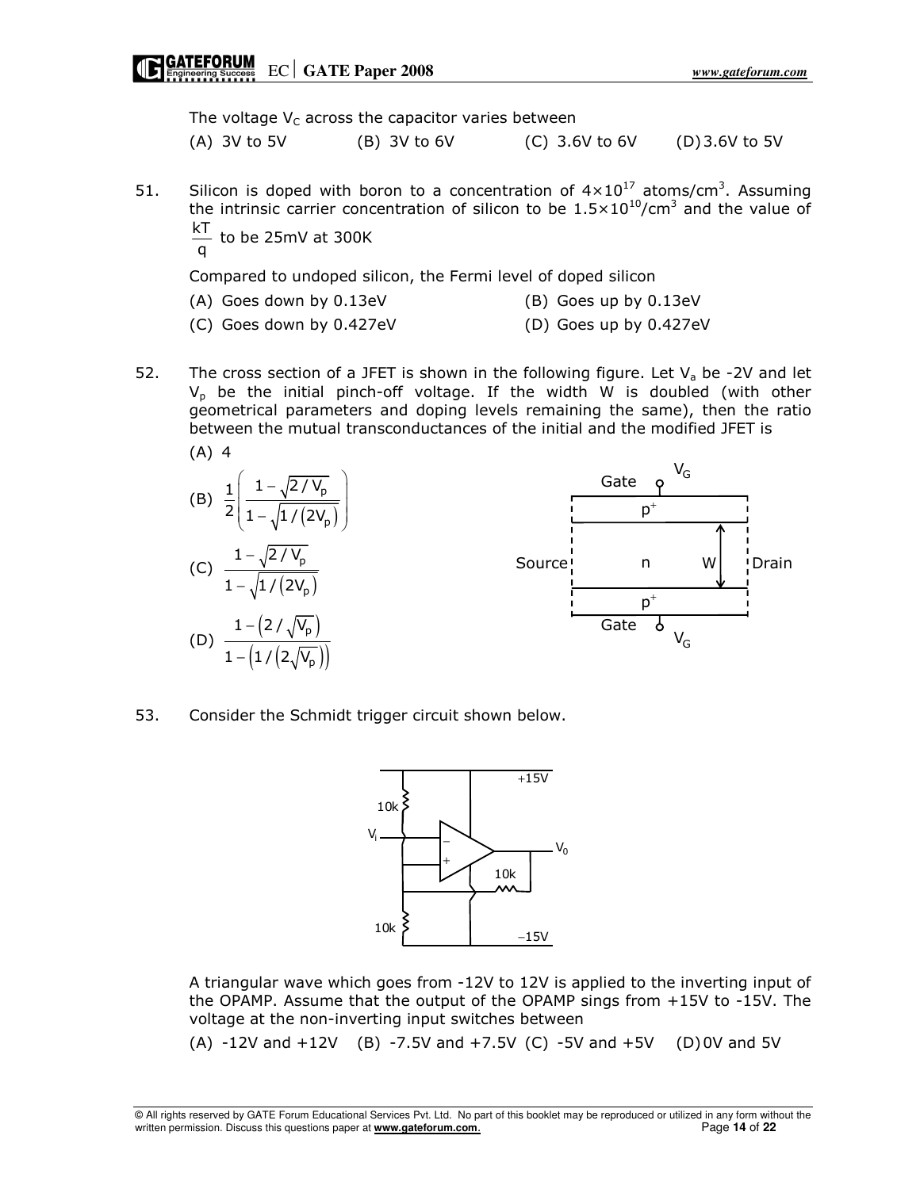The voltage $V_C$ across the capacitor varies between

(A) 3V to 5V (B) 3V to 6V (C) 3.6V to 6V (D) 3.6V to 5V

51. Silicon is doped with boron to a concentration of $4\times10^{17}$ atoms/cm$^3$. Assuming the intrinsic carrier concentration of silicon to be $1.5\times10^{10}$/cm$^3$ and the value of $\frac{kT}{q}$ to be 25mV at 300K

Compared to undoped silicon, the Fermi level of doped silicon

(A) Goes down by 0.13eV
(B) Goes up by 0.13eV
(C) Goes down by 0.427eV
(D) Goes up by 0.427eV

52. The cross section of a JFET is shown in the following figure. Let $V_a$ be -2V and let $V_p$ be the initial pinch-off voltage. If the width W is doubled (with other geometrical parameters and doping levels remaining the same), then the ratio between the mutual transconductances of the initial and the modified JFET is

(A) 4

(B) $\frac{1}{2}\left(\frac{1-\sqrt{2/V_p}}{1-\sqrt{1/(2V_p)}}\right)$

(C) $\frac{1-\sqrt{2/V_p}}{1-\sqrt{1/(2V_p)}}$

(D) $\frac{1-\left(2/\sqrt{V_p}\right)}{1-\left(1/\left(2\sqrt{V_p}\right)\right)}$

53. Consider the Schmidt trigger circuit shown below.

A triangular wave which goes from -12V to 12V is applied to the inverting input of the OPAMP. Assume that the output of the OPAMP sings from +15V to -15V. The voltage at the non-inverting input switches between

(A) -12V and +12V (B) -7.5V and +7.5V (C) -5V and +5V (D) 0V and 5V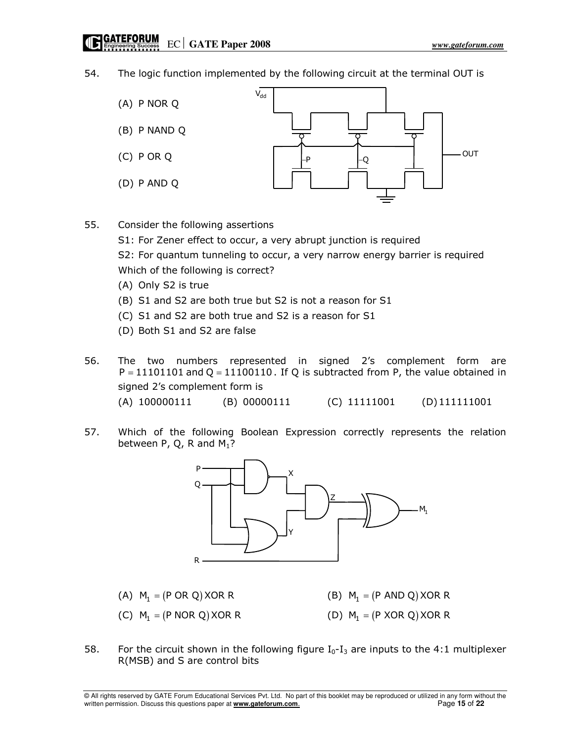54. The logic function implemented by the following circuit at the terminal OUT is

(A) P NOR Q

(B) P NAND Q

(C) P OR Q

(D) P AND Q

55. Consider the following assertions

S1: For Zener effect to occur, a very abrupt junction is required

S2: For quantum tunneling to occur, a very narrow energy barrier is required

Which of the following is correct?

(A) Only S2 is true

(B) S1 and S2 are both true but S2 is not a reason for S1

(C) S1 and S2 are both true and S2 is a reason for S1

(D) Both S1 and S2 are false

56. The two numbers represented in signed 2's complement form are $P = 11101101$ and $Q = 11100110$. If Q is subtracted from P, the value obtained in signed 2's complement form is

(A) 100000111 (B) 00000111 (C) 11111001 (D) 111111001

57. Which of the following Boolean Expression correctly represents the relation between P, Q, R and $M_1$?

(A) $M_1 = (\text{P OR Q})\,\text{XOR R}$

(B) $M_1 = (\text{P AND Q})\,\text{XOR R}$

(C) $M_1 = (\text{P NOR Q})\,\text{XOR R}$

(D) $M_1 = (\text{P XOR Q})\,\text{XOR R}$

58. For the circuit shown in the following figure $I_0$-$I_3$ are inputs to the 4:1 multiplexer R(MSB) and S are control bits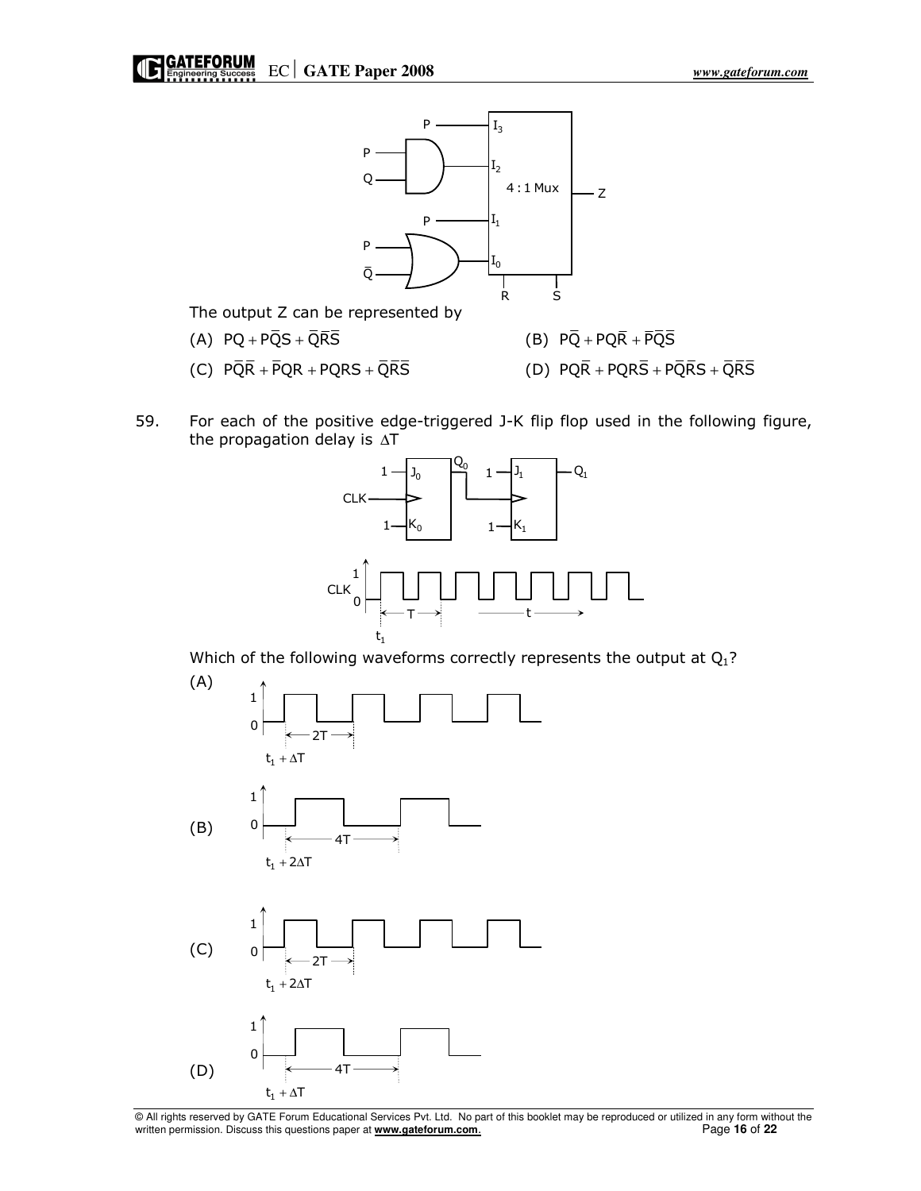The output Z can be represented by

(A) $PQ + P\bar{Q}S + \bar{Q}\bar{R}\bar{S}$

(B) $P\bar{Q} + PQ\bar{R} + \bar{P}\bar{Q}\bar{S}$

(C) $P\bar{Q}\bar{R} + \bar{P}QR + PQRS + \bar{Q}\bar{R}\bar{S}$

(D) $PQ\bar{R} + PQR\bar{S} + P\bar{Q}\bar{R}S + \bar{Q}\bar{R}\bar{S}$

59. For each of the positive edge-triggered J-K flip flop used in the following figure, the propagation delay is $\Delta T$

Which of the following waveforms correctly represents the output at $Q_1$?

(A) $t_1 + \Delta T$, period $2T$

(B) $t_1 + 2\Delta T$, period $4T$

(C) $t_1 + 2\Delta T$, period $2T$

(D) $t_1 + \Delta T$, period $4T$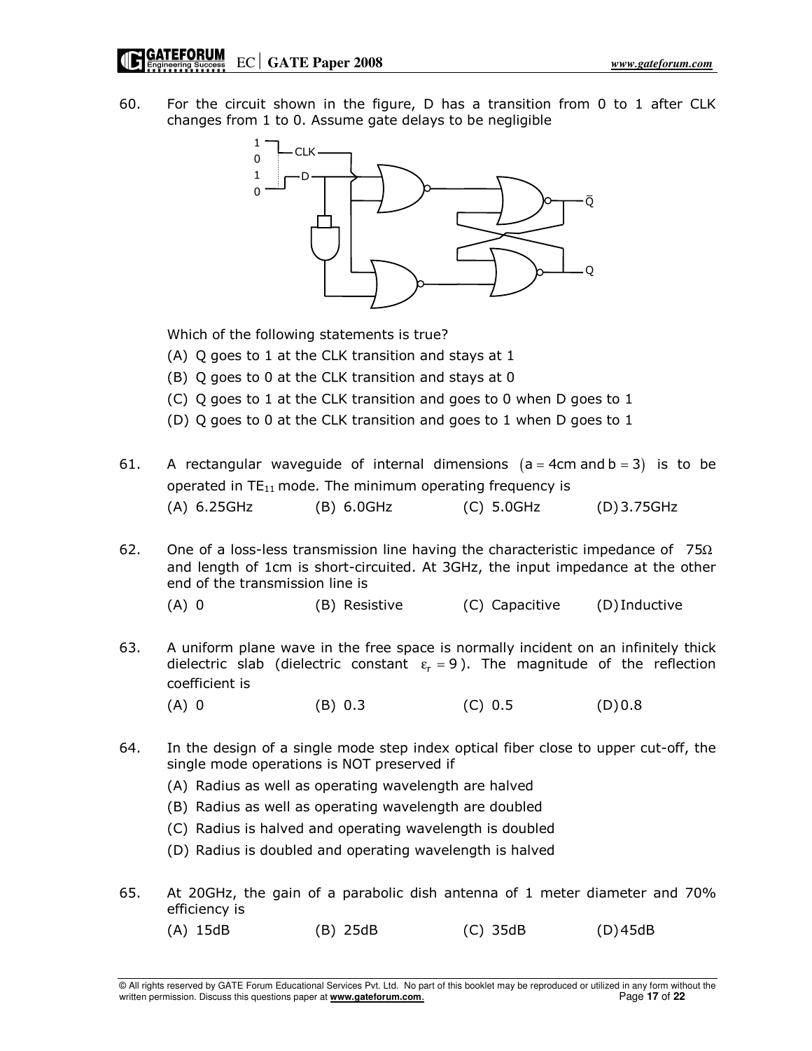60. For the circuit shown in the figure, D has a transition from 0 to 1 after CLK changes from 1 to 0. Assume gate delays to be negligible

Which of the following statements is true?

(A) Q goes to 1 at the CLK transition and stays at 1

(B) Q goes to 0 at the CLK transition and stays at 0

(C) Q goes to 1 at the CLK transition and goes to 0 when D goes to 1

(D) Q goes to 0 at the CLK transition and goes to 1 when D goes to 1

61. A rectangular waveguide of internal dimensions $(a = 4\text{cm and } b = 3)$ is to be operated in $TE_{11}$ mode. The minimum operating frequency is

(A) 6.25GHz (B) 6.0GHz (C) 5.0GHz (D) 3.75GHz

62. One of a loss-less transmission line having the characteristic impedance of $75\Omega$ and length of 1cm is short-circuited. At 3GHz, the input impedance at the other end of the transmission line is

(A) 0 (B) Resistive (C) Capacitive (D) Inductive

63. A uniform plane wave in the free space is normally incident on an infinitely thick dielectric slab (dielectric constant $\varepsilon_r = 9$). The magnitude of the reflection coefficient is

(A) 0 (B) 0.3 (C) 0.5 (D) 0.8

64. In the design of a single mode step index optical fiber close to upper cut-off, the single mode operations is NOT preserved if

(A) Radius as well as operating wavelength are halved

(B) Radius as well as operating wavelength are doubled

(C) Radius is halved and operating wavelength is doubled

(D) Radius is doubled and operating wavelength is halved

65. At 20GHz, the gain of a parabolic dish antenna of 1 meter diameter and 70% efficiency is

(A) 15dB (B) 25dB (C) 35dB (D) 45dB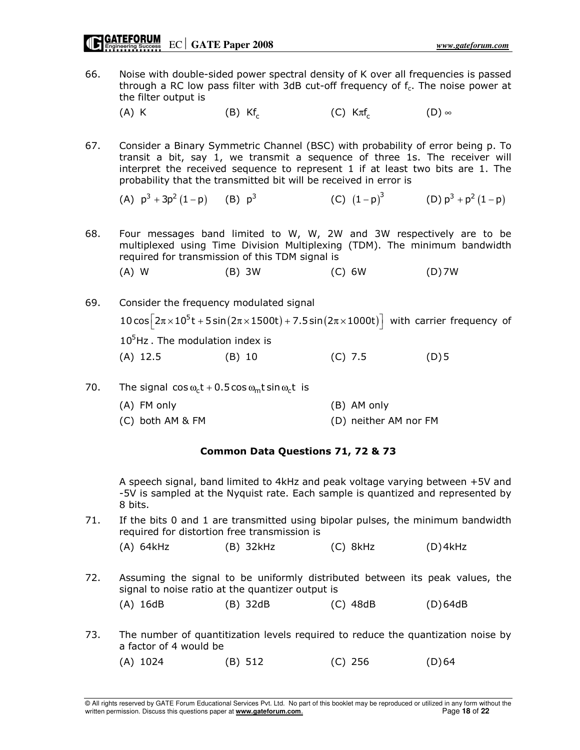66. Noise with double-sided power spectral density of K over all frequencies is passed through a RC low pass filter with 3dB cut-off frequency of $f_c$. The noise power at the filter output is

    (A) K (B) $Kf_c$ (C) $K\pi f_c$ (D) $\infty$

67. Consider a Binary Symmetric Channel (BSC) with probability of error being p. To transit a bit, say 1, we transmit a sequence of three 1s. The receiver will interpret the received sequence to represent 1 if at least two bits are 1. The probability that the transmitted bit will be received in error is

    (A) $p^3 + 3p^2(1-p)$ (B) $p^3$ (C) $(1-p)^3$ (D) $p^3 + p^2(1-p)$

68. Four messages band limited to W, W, 2W and 3W respectively are to be multiplexed using Time Division Multiplexing (TDM). The minimum bandwidth required for transmission of this TDM signal is

    (A) W (B) 3W (C) 6W (D) 7W

69. Consider the frequency modulated signal

    $10\cos\left[2\pi\times10^5 t + 5\sin(2\pi\times1500t) + 7.5\sin(2\pi\times1000t)\right]$ with carrier frequency of $10^5$Hz. The modulation index is

    (A) 12.5 (B) 10 (C) 7.5 (D) 5

70. The signal $\cos\omega_c t + 0.5\cos\omega_m t\sin\omega_c t$ is

    (A) FM only (B) AM only
    (C) both AM & FM (D) neither AM nor FM

**Common Data Questions 71, 72 & 73**

A speech signal, band limited to 4kHz and peak voltage varying between +5V and -5V is sampled at the Nyquist rate. Each sample is quantized and represented by 8 bits.

71. If the bits 0 and 1 are transmitted using bipolar pulses, the minimum bandwidth required for distortion free transmission is

    (A) 64kHz (B) 32kHz (C) 8kHz (D) 4kHz

72. Assuming the signal to be uniformly distributed between its peak values, the signal to noise ratio at the quantizer output is

    (A) 16dB (B) 32dB (C) 48dB (D) 64dB

73. The number of quantitization levels required to reduce the quantization noise by a factor of 4 would be

    (A) 1024 (B) 512 (C) 256 (D) 64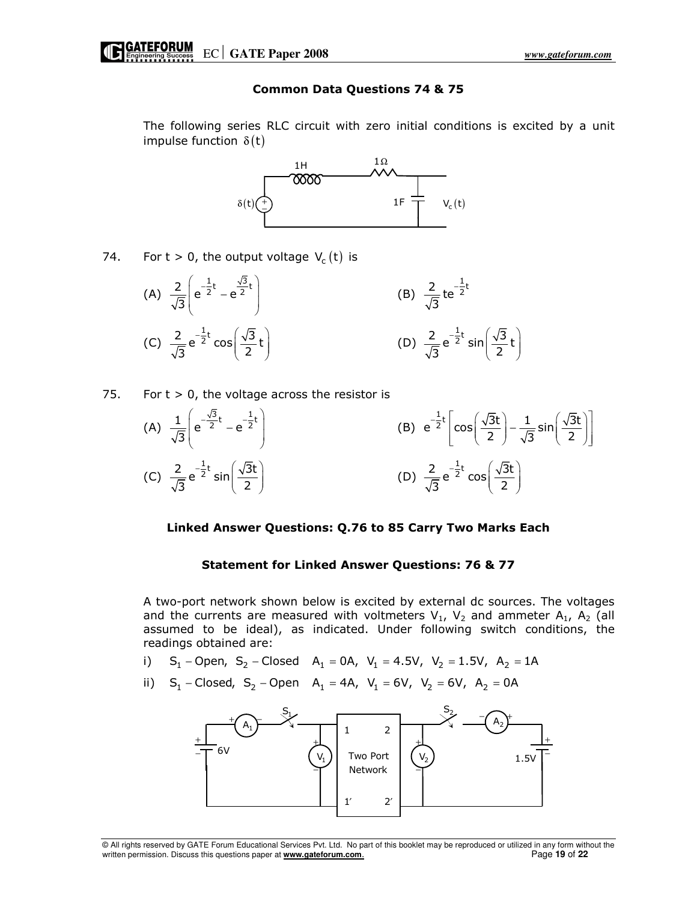### Common Data Questions 74 & 75

The following series RLC circuit with zero initial conditions is excited by a unit impulse function $\delta(t)$

74. For t > 0, the output voltage $V_c(t)$ is

(A) $\frac{2}{\sqrt{3}}\left(e^{-\frac{1}{2}t} - e^{\frac{\sqrt{3}}{2}t}\right)$

(B) $\frac{2}{\sqrt{3}}te^{-\frac{1}{2}t}$

(C) $\frac{2}{\sqrt{3}}e^{-\frac{1}{2}t}\cos\left(\frac{\sqrt{3}}{2}t\right)$

(D) $\frac{2}{\sqrt{3}}e^{-\frac{1}{2}t}\sin\left(\frac{\sqrt{3}}{2}t\right)$

75. For t > 0, the voltage across the resistor is

(A) $\frac{1}{\sqrt{3}}\left(e^{-\frac{\sqrt{3}}{2}t} - e^{-\frac{1}{2}t}\right)$

(B) $e^{-\frac{1}{2}t}\left[\cos\left(\frac{\sqrt{3}t}{2}\right) - \frac{1}{\sqrt{3}}\sin\left(\frac{\sqrt{3}t}{2}\right)\right]$

(C) $\frac{2}{\sqrt{3}}e^{-\frac{1}{2}t}\sin\left(\frac{\sqrt{3}t}{2}\right)$

(D) $\frac{2}{\sqrt{3}}e^{-\frac{1}{2}t}\cos\left(\frac{\sqrt{3}t}{2}\right)$

### Linked Answer Questions: Q.76 to 85 Carry Two Marks Each

### Statement for Linked Answer Questions: 76 & 77

A two-port network shown below is excited by external dc sources. The voltages and the currents are measured with voltmeters $V_1$, $V_2$ and ammeter $A_1$, $A_2$ (all assumed to be ideal), as indicated. Under following switch conditions, the readings obtained are:

i) $S_1$ – Open, $S_2$ – Closed $A_1 = 0A$, $V_1 = 4.5V$, $V_2 = 1.5V$, $A_2 = 1A$

ii) $S_1$ – Closed, $S_2$ – Open $A_1 = 4A$, $V_1 = 6V$, $V_2 = 6V$, $A_2 = 0A$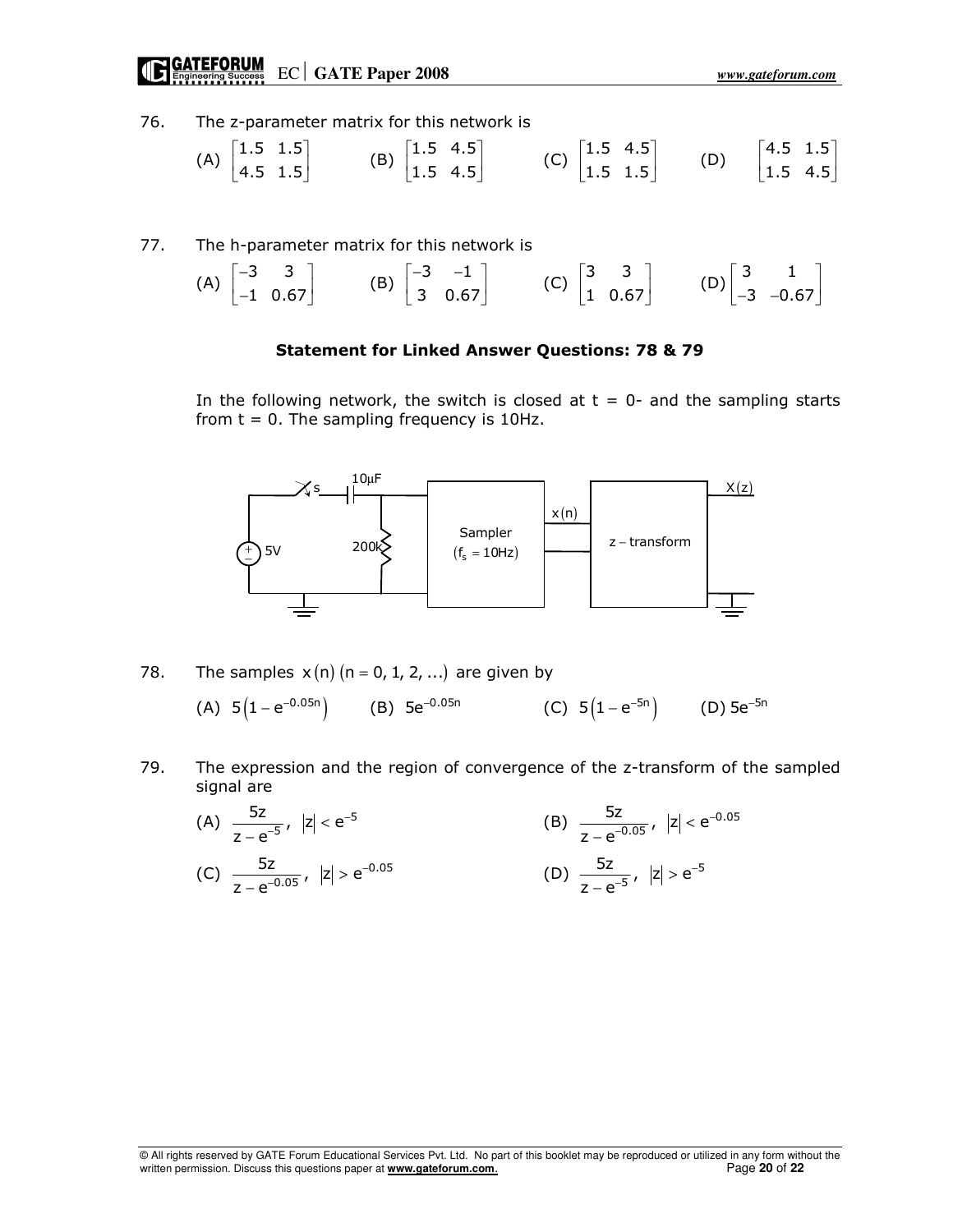76. The z-parameter matrix for this network is

(A) $\begin{bmatrix} 1.5 & 1.5 \\ 4.5 & 1.5 \end{bmatrix}$ (B) $\begin{bmatrix} 1.5 & 4.5 \\ 1.5 & 4.5 \end{bmatrix}$ (C) $\begin{bmatrix} 1.5 & 4.5 \\ 1.5 & 1.5 \end{bmatrix}$ (D) $\begin{bmatrix} 4.5 & 1.5 \\ 1.5 & 4.5 \end{bmatrix}$

77. The h-parameter matrix for this network is

(A) $\begin{bmatrix} -3 & 3 \\ -1 & 0.67 \end{bmatrix}$ (B) $\begin{bmatrix} -3 & -1 \\ 3 & 0.67 \end{bmatrix}$ (C) $\begin{bmatrix} 3 & 3 \\ 1 & 0.67 \end{bmatrix}$ (D) $\begin{bmatrix} 3 & 1 \\ -3 & -0.67 \end{bmatrix}$

**Statement for Linked Answer Questions: 78 & 79**

In the following network, the switch is closed at $t = 0-$ and the sampling starts from $t = 0$. The sampling frequency is 10Hz.

s, 10μF, 5V, 200k, Sampler ($f_s = 10\text{Hz}$), $x(n)$, z – transform, $X(z)$

78. The samples $x(n)\ (n = 0, 1, 2, ...)$ are given by

(A) $5\left(1 - e^{-0.05n}\right)$ (B) $5e^{-0.05n}$ (C) $5\left(1 - e^{-5n}\right)$ (D) $5e^{-5n}$

79. The expression and the region of convergence of the z-transform of the sampled signal are

(A) $\dfrac{5z}{z - e^{-5}},\ |z| < e^{-5}$ (B) $\dfrac{5z}{z - e^{-0.05}},\ |z| < e^{-0.05}$

(C) $\dfrac{5z}{z - e^{-0.05}},\ |z| > e^{-0.05}$ (D) $\dfrac{5z}{z - e^{-5}},\ |z| > e^{-5}$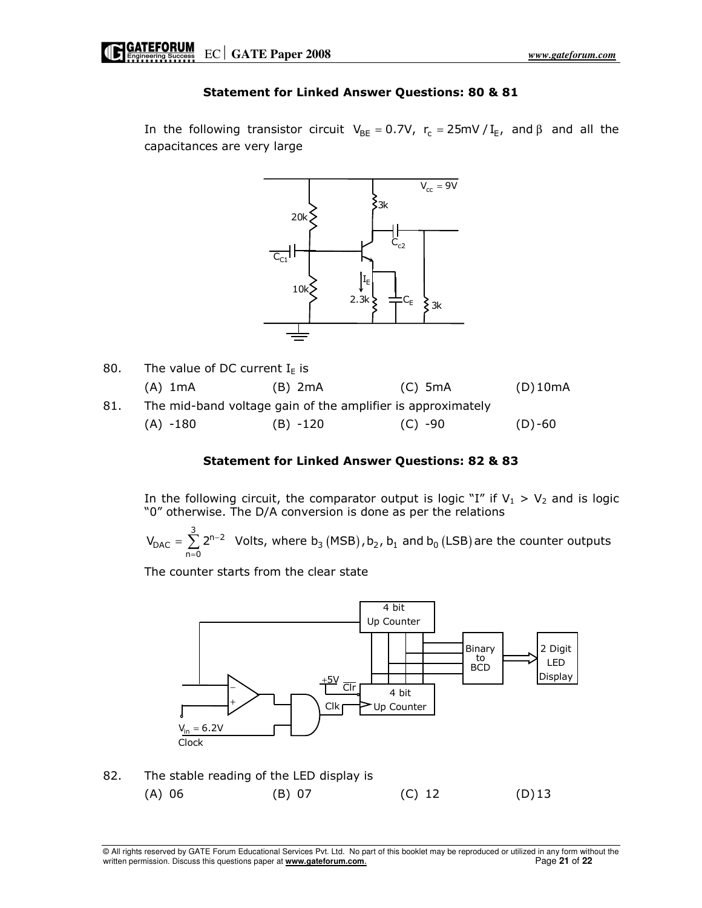**Statement for Linked Answer Questions: 80 & 81**

In the following transistor circuit $V_{BE} = 0.7V$, $r_c = 25mV / I_E$, and $\beta$ and all the capacitances are very large

80. The value of DC current $I_E$ is

 (A) 1mA  (B) 2mA  (C) 5mA  (D) 10mA

81. The mid-band voltage gain of the amplifier is approximately

 (A) -180  (B) -120  (C) -90  (D) -60

**Statement for Linked Answer Questions: 82 & 83**

In the following circuit, the comparator output is logic "I" if $V_1 > V_2$ and is logic "0" otherwise. The D/A conversion is done as per the relations

$V_{DAC} = \sum_{n=0}^{3} 2^{n-2}$ Volts, where $b_3$ (MSB), $b_2$, $b_1$ and $b_0$ (LSB) are the counter outputs

The counter starts from the clear state

82. The stable reading of the LED display is

 (A) 06  (B) 07  (C) 12  (D) 13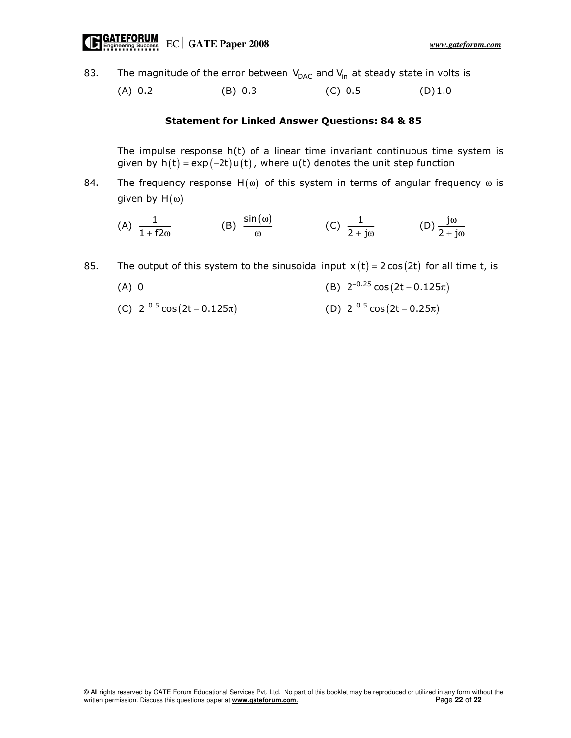83. The magnitude of the error between $V_{DAC}$ and $V_{in}$ at steady state in volts is

(A) 0.2 (B) 0.3 (C) 0.5 (D) 1.0

**Statement for Linked Answer Questions: 84 & 85**

The impulse response h(t) of a linear time invariant continuous time system is given by $h(t) = \exp(-2t)u(t)$, where u(t) denotes the unit step function

84. The frequency response $H(\omega)$ of this system in terms of angular frequency $\omega$ is given by $H(\omega)$

(A) $\frac{1}{1+f2\omega}$ (B) $\frac{\sin(\omega)}{\omega}$ (C) $\frac{1}{2+j\omega}$ (D) $\frac{j\omega}{2+j\omega}$

85. The output of this system to the sinusoidal input $x(t) = 2\cos(2t)$ for all time t, is

(A) 0

(B) $2^{-0.25}\cos(2t - 0.125\pi)$

(C) $2^{-0.5}\cos(2t - 0.125\pi)$

(D) $2^{-0.5}\cos(2t - 0.25\pi)$